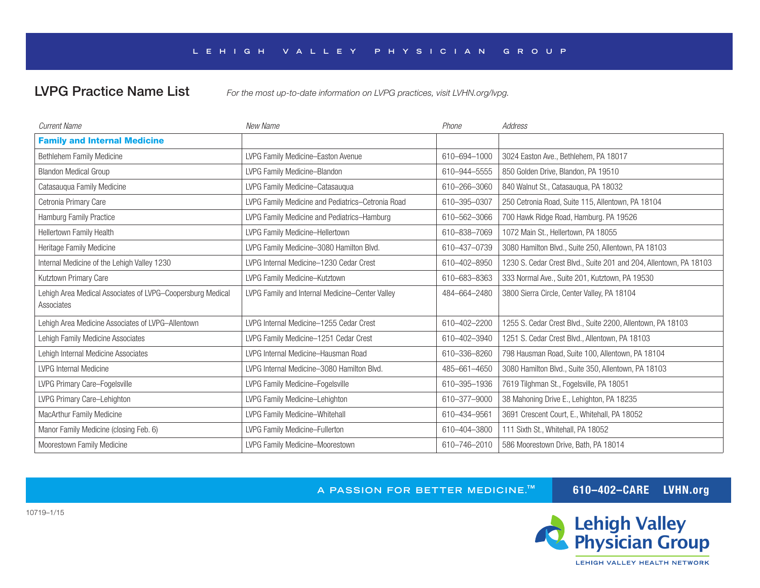LEHIGH VALLEY PHYSICIAN GROUP

## LVPG Practice Name List

*For the most up-to-date information on LVPG practices, visit LVHN.org/lvpg.*

| *Current Name* | *New Name* | *Phone* | *Address* |
|---|---|---|---|
| **Family and Internal Medicine** | | | |
| Bethlehem Family Medicine | LVPG Family Medicine–Easton Avenue | 610–694–1000 | 3024 Easton Ave., Bethlehem, PA 18017 |
| Blandon Medical Group | LVPG Family Medicine–Blandon | 610–944–5555 | 850 Golden Drive, Blandon, PA 19510 |
| Catasauqua Family Medicine | LVPG Family Medicine–Catasauqua | 610–266–3060 | 840 Walnut St., Catasauqua, PA 18032 |
| Cetronia Primary Care | LVPG Family Medicine and Pediatrics–Cetronia Road | 610–395–0307 | 250 Cetronia Road, Suite 115, Allentown, PA 18104 |
| Hamburg Family Practice | LVPG Family Medicine and Pediatrics–Hamburg | 610–562–3066 | 700 Hawk Ridge Road, Hamburg. PA 19526 |
| Hellertown Family Health | LVPG Family Medicine–Hellertown | 610–838–7069 | 1072 Main St., Hellertown, PA 18055 |
| Heritage Family Medicine | LVPG Family Medicine–3080 Hamilton Blvd. | 610–437–0739 | 3080 Hamilton Blvd., Suite 250, Allentown, PA 18103 |
| Internal Medicine of the Lehigh Valley 1230 | LVPG Internal Medicine–1230 Cedar Crest | 610–402–8950 | 1230 S. Cedar Crest Blvd., Suite 201 and 204, Allentown, PA 18103 |
| Kutztown Primary Care | LVPG Family Medicine–Kutztown | 610–683–8363 | 333 Normal Ave., Suite 201, Kutztown, PA 19530 |
| Lehigh Area Medical Associates of LVPG–Coopersburg Medical Associates | LVPG Family and Internal Medicine–Center Valley | 484–664–2480 | 3800 Sierra Circle, Center Valley, PA 18104 |
| Lehigh Area Medicine Associates of LVPG–Allentown | LVPG Internal Medicine–1255 Cedar Crest | 610–402–2200 | 1255 S. Cedar Crest Blvd., Suite 2200, Allentown, PA 18103 |
| Lehigh Family Medicine Associates | LVPG Family Medicine–1251 Cedar Crest | 610–402–3940 | 1251 S. Cedar Crest Blvd., Allentown, PA 18103 |
| Lehigh Internal Medicine Associates | LVPG Internal Medicine–Hausman Road | 610–336–8260 | 798 Hausman Road, Suite 100, Allentown, PA 18104 |
| LVPG Internal Medicine | LVPG Internal Medicine–3080 Hamilton Blvd. | 485–661–4650 | 3080 Hamilton Blvd., Suite 350, Allentown, PA 18103 |
| LVPG Primary Care–Fogelsville | LVPG Family Medicine–Fogelsville | 610–395–1936 | 7619 Tilghman St., Fogelsville, PA 18051 |
| LVPG Primary Care–Lehighton | LVPG Family Medicine–Lehighton | 610–377–9000 | 38 Mahoning Drive E., Lehighton, PA 18235 |
| MacArthur Family Medicine | LVPG Family Medicine–Whitehall | 610–434–9561 | 3691 Crescent Court, E., Whitehall, PA 18052 |
| Manor Family Medicine (closing Feb. 6) | LVPG Family Medicine–Fullerton | 610–404–3800 | 111 Sixth St., Whitehall, PA 18052 |
| Moorestown Family Medicine | LVPG Family Medicine–Moorestown | 610–746–2010 | 586 Moorestown Drive, Bath, PA 18014 |

A PASSION FOR BETTER MEDICINE.™ 610–402–CARE LVHN.org

10719–1/15

Lehigh Valley Physician Group
LEHIGH VALLEY HEALTH NETWORK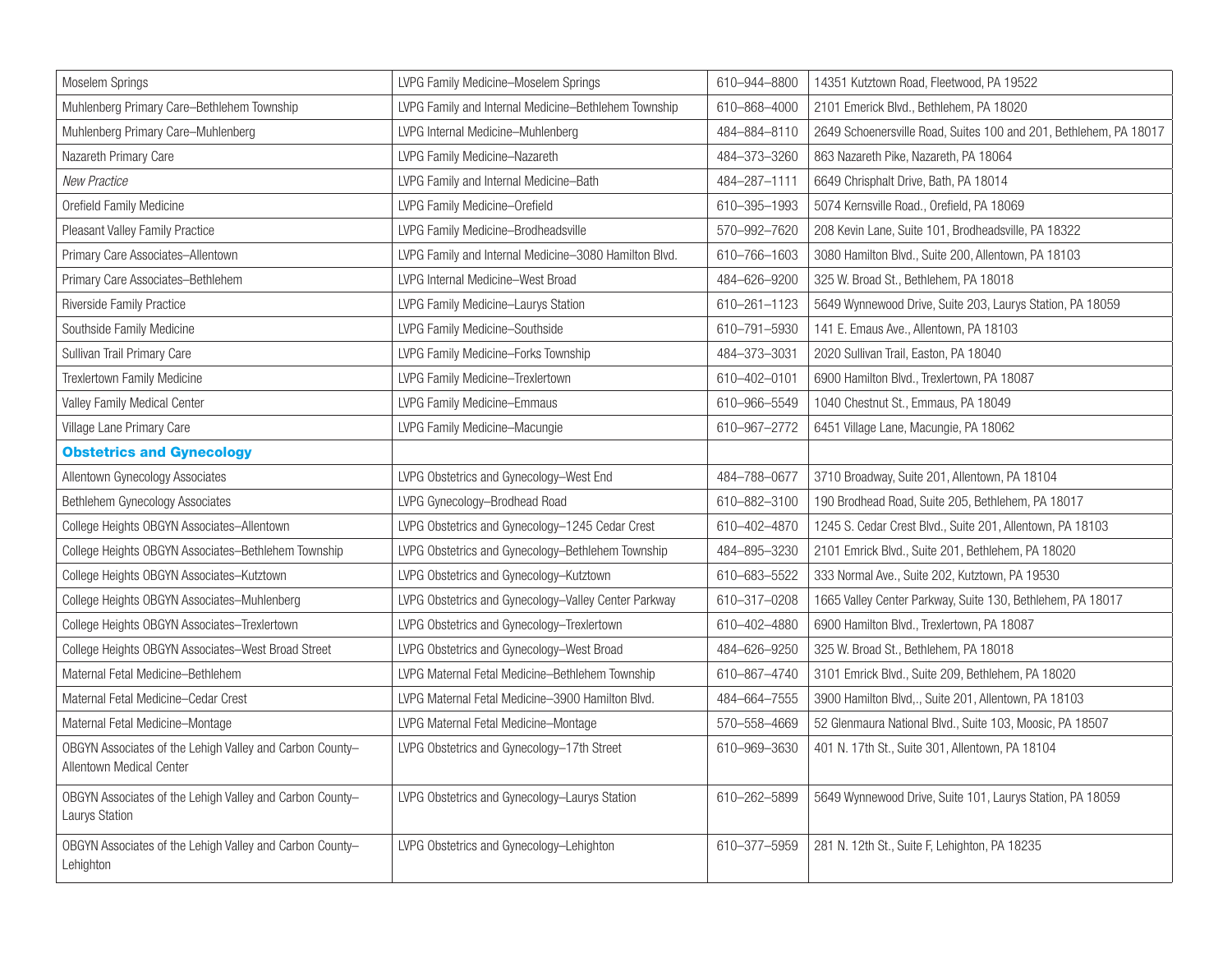| Moselem Springs | LVPG Family Medicine–Moselem Springs | 610–944–8800 | 14351 Kutztown Road, Fleetwood, PA 19522 |
|---|---|---|---|
| Muhlenberg Primary Care–Bethlehem Township | LVPG Family and Internal Medicine–Bethlehem Township | 610–868–4000 | 2101 Emerick Blvd., Bethlehem, PA 18020 |
| Muhlenberg Primary Care–Muhlenberg | LVPG Internal Medicine–Muhlenberg | 484–884–8110 | 2649 Schoenersville Road, Suites 100 and 201, Bethlehem, PA 18017 |
| Nazareth Primary Care | LVPG Family Medicine–Nazareth | 484–373–3260 | 863 Nazareth Pike, Nazareth, PA 18064 |
| *New Practice* | LVPG Family and Internal Medicine–Bath | 484–287–1111 | 6649 Chrisphalt Drive, Bath, PA 18014 |
| Orefield Family Medicine | LVPG Family Medicine–Orefield | 610–395–1993 | 5074 Kernsville Road., Orefield, PA 18069 |
| Pleasant Valley Family Practice | LVPG Family Medicine–Brodheadsville | 570–992–7620 | 208 Kevin Lane, Suite 101, Brodheadsville, PA 18322 |
| Primary Care Associates–Allentown | LVPG Family and Internal Medicine–3080 Hamilton Blvd. | 610–766–1603 | 3080 Hamilton Blvd., Suite 200, Allentown, PA 18103 |
| Primary Care Associates–Bethlehem | LVPG Internal Medicine–West Broad | 484–626–9200 | 325 W. Broad St., Bethlehem, PA 18018 |
| Riverside Family Practice | LVPG Family Medicine–Laurys Station | 610–261–1123 | 5649 Wynnewood Drive, Suite 203, Laurys Station, PA 18059 |
| Southside Family Medicine | LVPG Family Medicine–Southside | 610–791–5930 | 141 E. Emaus Ave., Allentown, PA 18103 |
| Sullivan Trail Primary Care | LVPG Family Medicine–Forks Township | 484–373–3031 | 2020 Sullivan Trail, Easton, PA 18040 |
| Trexlertown Family Medicine | LVPG Family Medicine–Trexlertown | 610–402–0101 | 6900 Hamilton Blvd., Trexlertown, PA 18087 |
| Valley Family Medical Center | LVPG Family Medicine–Emmaus | 610–966–5549 | 1040 Chestnut St., Emmaus, PA 18049 |
| Village Lane Primary Care | LVPG Family Medicine–Macungie | 610–967–2772 | 6451 Village Lane, Macungie, PA 18062 |
| **Obstetrics and Gynecology** | | | |
| Allentown Gynecology Associates | LVPG Obstetrics and Gynecology–West End | 484–788–0677 | 3710 Broadway, Suite 201, Allentown, PA 18104 |
| Bethlehem Gynecology Associates | LVPG Gynecology–Brodhead Road | 610–882–3100 | 190 Brodhead Road, Suite 205, Bethlehem, PA 18017 |
| College Heights OBGYN Associates–Allentown | LVPG Obstetrics and Gynecology–1245 Cedar Crest | 610–402–4870 | 1245 S. Cedar Crest Blvd., Suite 201, Allentown, PA 18103 |
| College Heights OBGYN Associates–Bethlehem Township | LVPG Obstetrics and Gynecology–Bethlehem Township | 484–895–3230 | 2101 Emrick Blvd., Suite 201, Bethlehem, PA 18020 |
| College Heights OBGYN Associates–Kutztown | LVPG Obstetrics and Gynecology–Kutztown | 610–683–5522 | 333 Normal Ave., Suite 202, Kutztown, PA 19530 |
| College Heights OBGYN Associates–Muhlenberg | LVPG Obstetrics and Gynecology–Valley Center Parkway | 610–317–0208 | 1665 Valley Center Parkway, Suite 130, Bethlehem, PA 18017 |
| College Heights OBGYN Associates–Trexlertown | LVPG Obstetrics and Gynecology–Trexlertown | 610–402–4880 | 6900 Hamilton Blvd., Trexlertown, PA 18087 |
| College Heights OBGYN Associates–West Broad Street | LVPG Obstetrics and Gynecology–West Broad | 484–626–9250 | 325 W. Broad St., Bethlehem, PA 18018 |
| Maternal Fetal Medicine–Bethlehem | LVPG Maternal Fetal Medicine–Bethlehem Township | 610–867–4740 | 3101 Emrick Blvd., Suite 209, Bethlehem, PA 18020 |
| Maternal Fetal Medicine–Cedar Crest | LVPG Maternal Fetal Medicine–3900 Hamilton Blvd. | 484–664–7555 | 3900 Hamilton Blvd,., Suite 201, Allentown, PA 18103 |
| Maternal Fetal Medicine–Montage | LVPG Maternal Fetal Medicine–Montage | 570–558–4669 | 52 Glenmaura National Blvd., Suite 103, Moosic, PA 18507 |
| OBGYN Associates of the Lehigh Valley and Carbon County–Allentown Medical Center | LVPG Obstetrics and Gynecology–17th Street | 610–969–3630 | 401 N. 17th St., Suite 301, Allentown, PA 18104 |
| OBGYN Associates of the Lehigh Valley and Carbon County–Laurys Station | LVPG Obstetrics and Gynecology–Laurys Station | 610–262–5899 | 5649 Wynnewood Drive, Suite 101, Laurys Station, PA 18059 |
| OBGYN Associates of the Lehigh Valley and Carbon County–Lehighton | LVPG Obstetrics and Gynecology–Lehighton | 610–377–5959 | 281 N. 12th St., Suite F, Lehighton, PA 18235 |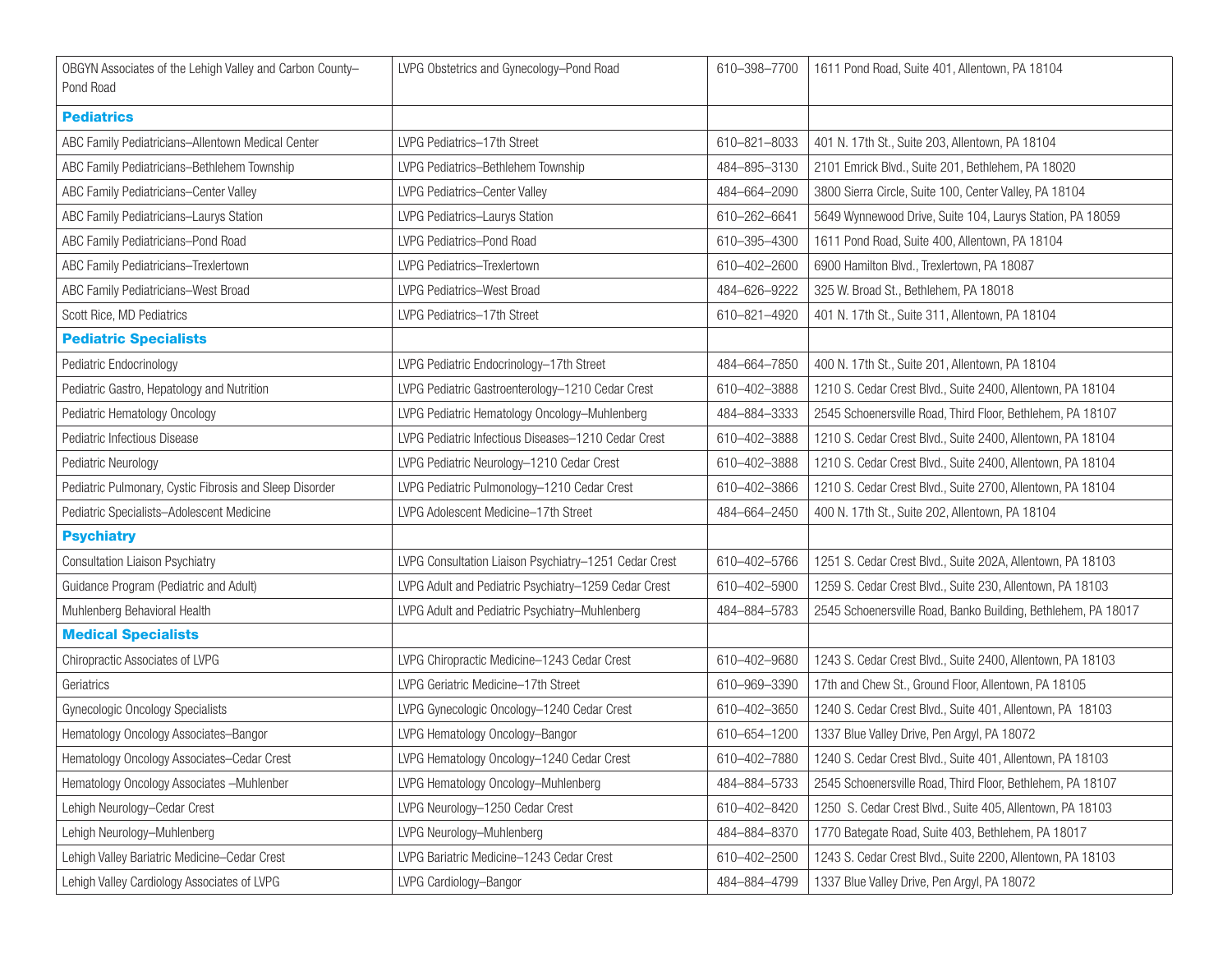| | | | |
|---|---|---|---|
| OBGYN Associates of the Lehigh Valley and Carbon County–Pond Road | LVPG Obstetrics and Gynecology–Pond Road | 610–398–7700 | 1611 Pond Road, Suite 401, Allentown, PA 18104 |
| **Pediatrics** | | | |
| ABC Family Pediatricians–Allentown Medical Center | LVPG Pediatrics–17th Street | 610–821–8033 | 401 N. 17th St., Suite 203, Allentown, PA 18104 |
| ABC Family Pediatricians–Bethlehem Township | LVPG Pediatrics–Bethlehem Township | 484–895–3130 | 2101 Emrick Blvd., Suite 201, Bethlehem, PA 18020 |
| ABC Family Pediatricians–Center Valley | LVPG Pediatrics–Center Valley | 484–664–2090 | 3800 Sierra Circle, Suite 100, Center Valley, PA 18104 |
| ABC Family Pediatricians–Laurys Station | LVPG Pediatrics–Laurys Station | 610–262–6641 | 5649 Wynnewood Drive, Suite 104, Laurys Station, PA 18059 |
| ABC Family Pediatricians–Pond Road | LVPG Pediatrics–Pond Road | 610–395–4300 | 1611 Pond Road, Suite 400, Allentown, PA 18104 |
| ABC Family Pediatricians–Trexlertown | LVPG Pediatrics–Trexlertown | 610–402–2600 | 6900 Hamilton Blvd., Trexlertown, PA 18087 |
| ABC Family Pediatricians–West Broad | LVPG Pediatrics–West Broad | 484–626–9222 | 325 W. Broad St., Bethlehem, PA 18018 |
| Scott Rice, MD Pediatrics | LVPG Pediatrics–17th Street | 610–821–4920 | 401 N. 17th St., Suite 311, Allentown, PA 18104 |
| **Pediatric Specialists** | | | |
| Pediatric Endocrinology | LVPG Pediatric Endocrinology–17th Street | 484–664–7850 | 400 N. 17th St., Suite 201, Allentown, PA 18104 |
| Pediatric Gastro, Hepatology and Nutrition | LVPG Pediatric Gastroenterology–1210 Cedar Crest | 610–402–3888 | 1210 S. Cedar Crest Blvd., Suite 2400, Allentown, PA 18104 |
| Pediatric Hematology Oncology | LVPG Pediatric Hematology Oncology–Muhlenberg | 484–884–3333 | 2545 Schoenersville Road, Third Floor, Bethlehem, PA 18107 |
| Pediatric Infectious Disease | LVPG Pediatric Infectious Diseases–1210 Cedar Crest | 610–402–3888 | 1210 S. Cedar Crest Blvd., Suite 2400, Allentown, PA 18104 |
| Pediatric Neurology | LVPG Pediatric Neurology–1210 Cedar Crest | 610–402–3888 | 1210 S. Cedar Crest Blvd., Suite 2400, Allentown, PA 18104 |
| Pediatric Pulmonary, Cystic Fibrosis and Sleep Disorder | LVPG Pediatric Pulmonology–1210 Cedar Crest | 610–402–3866 | 1210 S. Cedar Crest Blvd., Suite 2700, Allentown, PA 18104 |
| Pediatric Specialists–Adolescent Medicine | LVPG Adolescent Medicine–17th Street | 484–664–2450 | 400 N. 17th St., Suite 202, Allentown, PA 18104 |
| **Psychiatry** | | | |
| Consultation Liaison Psychiatry | LVPG Consultation Liaison Psychiatry–1251 Cedar Crest | 610–402–5766 | 1251 S. Cedar Crest Blvd., Suite 202A, Allentown, PA 18103 |
| Guidance Program (Pediatric and Adult) | LVPG Adult and Pediatric Psychiatry–1259 Cedar Crest | 610–402–5900 | 1259 S. Cedar Crest Blvd., Suite 230, Allentown, PA 18103 |
| Muhlenberg Behavioral Health | LVPG Adult and Pediatric Psychiatry–Muhlenberg | 484–884–5783 | 2545 Schoenersville Road, Banko Building, Bethlehem, PA 18017 |
| **Medical Specialists** | | | |
| Chiropractic Associates of LVPG | LVPG Chiropractic Medicine–1243 Cedar Crest | 610–402–9680 | 1243 S. Cedar Crest Blvd., Suite 2400, Allentown, PA 18103 |
| Geriatrics | LVPG Geriatric Medicine–17th Street | 610–969–3390 | 17th and Chew St., Ground Floor, Allentown, PA 18105 |
| Gynecologic Oncology Specialists | LVPG Gynecologic Oncology–1240 Cedar Crest | 610–402–3650 | 1240 S. Cedar Crest Blvd., Suite 401, Allentown, PA 18103 |
| Hematology Oncology Associates–Bangor | LVPG Hematology Oncology–Bangor | 610–654–1200 | 1337 Blue Valley Drive, Pen Argyl, PA 18072 |
| Hematology Oncology Associates–Cedar Crest | LVPG Hematology Oncology–1240 Cedar Crest | 610–402–7880 | 1240 S. Cedar Crest Blvd., Suite 401, Allentown, PA 18103 |
| Hematology Oncology Associates –Muhlenber | LVPG Hematology Oncology–Muhlenberg | 484–884–5733 | 2545 Schoenersville Road, Third Floor, Bethlehem, PA 18107 |
| Lehigh Neurology–Cedar Crest | LVPG Neurology–1250 Cedar Crest | 610–402–8420 | 1250 S. Cedar Crest Blvd., Suite 405, Allentown, PA 18103 |
| Lehigh Neurology–Muhlenberg | LVPG Neurology–Muhlenberg | 484–884–8370 | 1770 Bategate Road, Suite 403, Bethlehem, PA 18017 |
| Lehigh Valley Bariatric Medicine–Cedar Crest | LVPG Bariatric Medicine–1243 Cedar Crest | 610–402–2500 | 1243 S. Cedar Crest Blvd., Suite 2200, Allentown, PA 18103 |
| Lehigh Valley Cardiology Associates of LVPG | LVPG Cardiology–Bangor | 484–884–4799 | 1337 Blue Valley Drive, Pen Argyl, PA 18072 |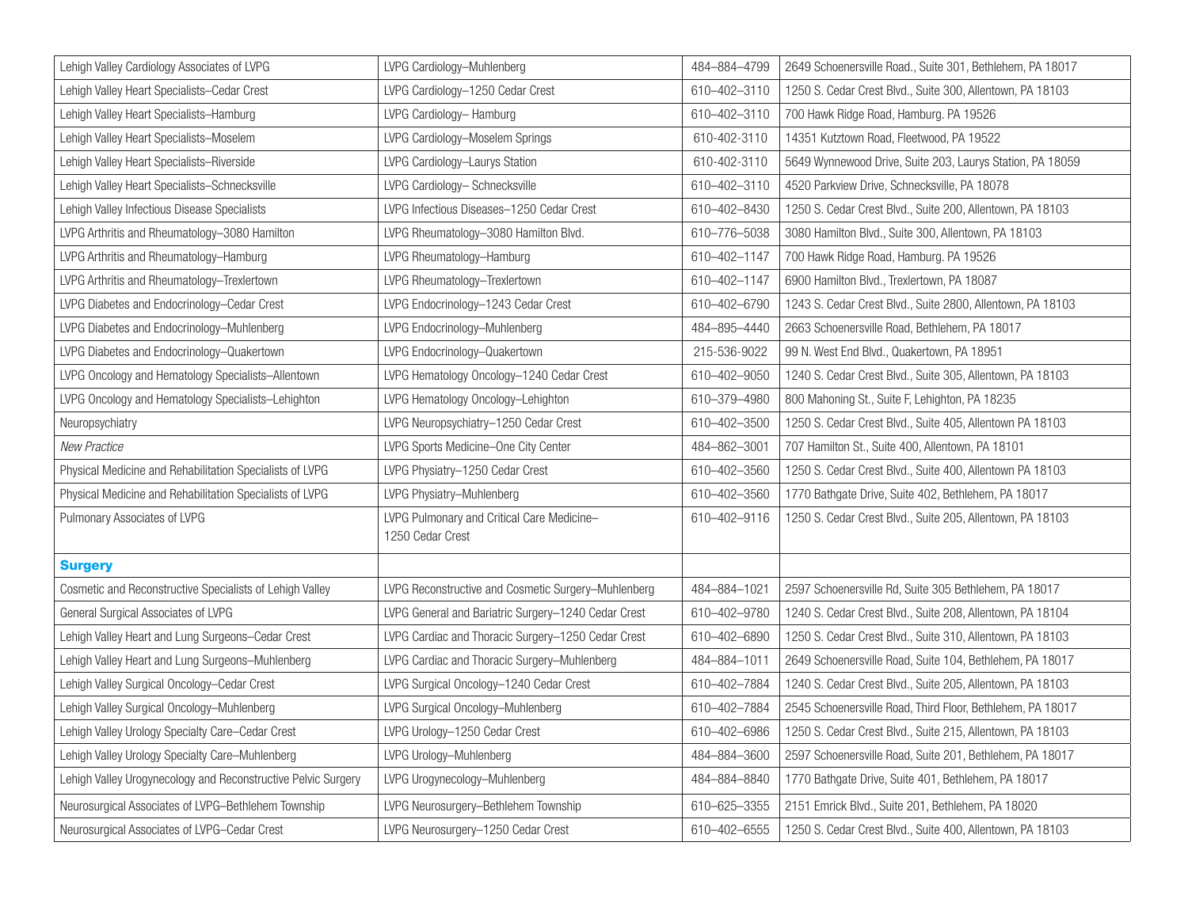| Lehigh Valley Cardiology Associates of LVPG | LVPG Cardiology–Muhlenberg | 484–884–4799 | 2649 Schoenersville Road., Suite 301, Bethlehem, PA 18017 |
|---|---|---|---|
| Lehigh Valley Heart Specialists–Cedar Crest | LVPG Cardiology–1250 Cedar Crest | 610–402–3110 | 1250 S. Cedar Crest Blvd., Suite 300, Allentown, PA 18103 |
| Lehigh Valley Heart Specialists–Hamburg | LVPG Cardiology– Hamburg | 610–402–3110 | 700 Hawk Ridge Road, Hamburg. PA 19526 |
| Lehigh Valley Heart Specialists–Moselem | LVPG Cardiology–Moselem Springs | 610-402-3110 | 14351 Kutztown Road, Fleetwood, PA 19522 |
| Lehigh Valley Heart Specialists–Riverside | LVPG Cardiology–Laurys Station | 610-402-3110 | 5649 Wynnewood Drive, Suite 203, Laurys Station, PA 18059 |
| Lehigh Valley Heart Specialists–Schnecksville | LVPG Cardiology– Schnecksville | 610–402–3110 | 4520 Parkview Drive, Schnecksville, PA 18078 |
| Lehigh Valley Infectious Disease Specialists | LVPG Infectious Diseases–1250 Cedar Crest | 610–402–8430 | 1250 S. Cedar Crest Blvd., Suite 200, Allentown, PA 18103 |
| LVPG Arthritis and Rheumatology–3080 Hamilton | LVPG Rheumatology–3080 Hamilton Blvd. | 610–776–5038 | 3080 Hamilton Blvd., Suite 300, Allentown, PA 18103 |
| LVPG Arthritis and Rheumatology–Hamburg | LVPG Rheumatology–Hamburg | 610–402–1147 | 700 Hawk Ridge Road, Hamburg. PA 19526 |
| LVPG Arthritis and Rheumatology–Trexlertown | LVPG Rheumatology–Trexlertown | 610–402–1147 | 6900 Hamilton Blvd., Trexlertown, PA 18087 |
| LVPG Diabetes and Endocrinology–Cedar Crest | LVPG Endocrinology–1243 Cedar Crest | 610–402–6790 | 1243 S. Cedar Crest Blvd., Suite 2800, Allentown, PA 18103 |
| LVPG Diabetes and Endocrinology–Muhlenberg | LVPG Endocrinology–Muhlenberg | 484–895–4440 | 2663 Schoenersville Road, Bethlehem, PA 18017 |
| LVPG Diabetes and Endocrinology–Quakertown | LVPG Endocrinology–Quakertown | 215-536-9022 | 99 N. West End Blvd., Quakertown, PA 18951 |
| LVPG Oncology and Hematology Specialists–Allentown | LVPG Hematology Oncology–1240 Cedar Crest | 610–402–9050 | 1240 S. Cedar Crest Blvd., Suite 305, Allentown, PA 18103 |
| LVPG Oncology and Hematology Specialists–Lehighton | LVPG Hematology Oncology–Lehighton | 610–379–4980 | 800 Mahoning St., Suite F, Lehighton, PA 18235 |
| Neuropsychiatry | LVPG Neuropsychiatry–1250 Cedar Crest | 610–402–3500 | 1250 S. Cedar Crest Blvd., Suite 405, Allentown PA 18103 |
| *New Practice* | LVPG Sports Medicine–One City Center | 484–862–3001 | 707 Hamilton St., Suite 400, Allentown, PA 18101 |
| Physical Medicine and Rehabilitation Specialists of LVPG | LVPG Physiatry–1250 Cedar Crest | 610–402–3560 | 1250 S. Cedar Crest Blvd., Suite 400, Allentown PA 18103 |
| Physical Medicine and Rehabilitation Specialists of LVPG | LVPG Physiatry–Muhlenberg | 610–402–3560 | 1770 Bathgate Drive, Suite 402, Bethlehem, PA 18017 |
| Pulmonary Associates of LVPG | LVPG Pulmonary and Critical Care Medicine–1250 Cedar Crest | 610–402–9116 | 1250 S. Cedar Crest Blvd., Suite 205, Allentown, PA 18103 |
| **Surgery** | | | |
| Cosmetic and Reconstructive Specialists of Lehigh Valley | LVPG Reconstructive and Cosmetic Surgery–Muhlenberg | 484–884–1021 | 2597 Schoenersville Rd, Suite 305 Bethlehem, PA 18017 |
| General Surgical Associates of LVPG | LVPG General and Bariatric Surgery–1240 Cedar Crest | 610–402–9780 | 1240 S. Cedar Crest Blvd., Suite 208, Allentown, PA 18104 |
| Lehigh Valley Heart and Lung Surgeons–Cedar Crest | LVPG Cardiac and Thoracic Surgery–1250 Cedar Crest | 610–402–6890 | 1250 S. Cedar Crest Blvd., Suite 310, Allentown, PA 18103 |
| Lehigh Valley Heart and Lung Surgeons–Muhlenberg | LVPG Cardiac and Thoracic Surgery–Muhlenberg | 484–884–1011 | 2649 Schoenersville Road, Suite 104, Bethlehem, PA 18017 |
| Lehigh Valley Surgical Oncology–Cedar Crest | LVPG Surgical Oncology–1240 Cedar Crest | 610–402–7884 | 1240 S. Cedar Crest Blvd., Suite 205, Allentown, PA 18103 |
| Lehigh Valley Surgical Oncology–Muhlenberg | LVPG Surgical Oncology–Muhlenberg | 610–402–7884 | 2545 Schoenersville Road, Third Floor, Bethlehem, PA 18017 |
| Lehigh Valley Urology Specialty Care–Cedar Crest | LVPG Urology–1250 Cedar Crest | 610–402–6986 | 1250 S. Cedar Crest Blvd., Suite 215, Allentown, PA 18103 |
| Lehigh Valley Urology Specialty Care–Muhlenberg | LVPG Urology–Muhlenberg | 484–884–3600 | 2597 Schoenersville Road, Suite 201, Bethlehem, PA 18017 |
| Lehigh Valley Urogynecology and Reconstructive Pelvic Surgery | LVPG Urogynecology–Muhlenberg | 484–884–8840 | 1770 Bathgate Drive, Suite 401, Bethlehem, PA 18017 |
| Neurosurgical Associates of LVPG–Bethlehem Township | LVPG Neurosurgery–Bethlehem Township | 610–625–3355 | 2151 Emrick Blvd., Suite 201, Bethlehem, PA 18020 |
| Neurosurgical Associates of LVPG–Cedar Crest | LVPG Neurosurgery–1250 Cedar Crest | 610–402–6555 | 1250 S. Cedar Crest Blvd., Suite 400, Allentown, PA 18103 |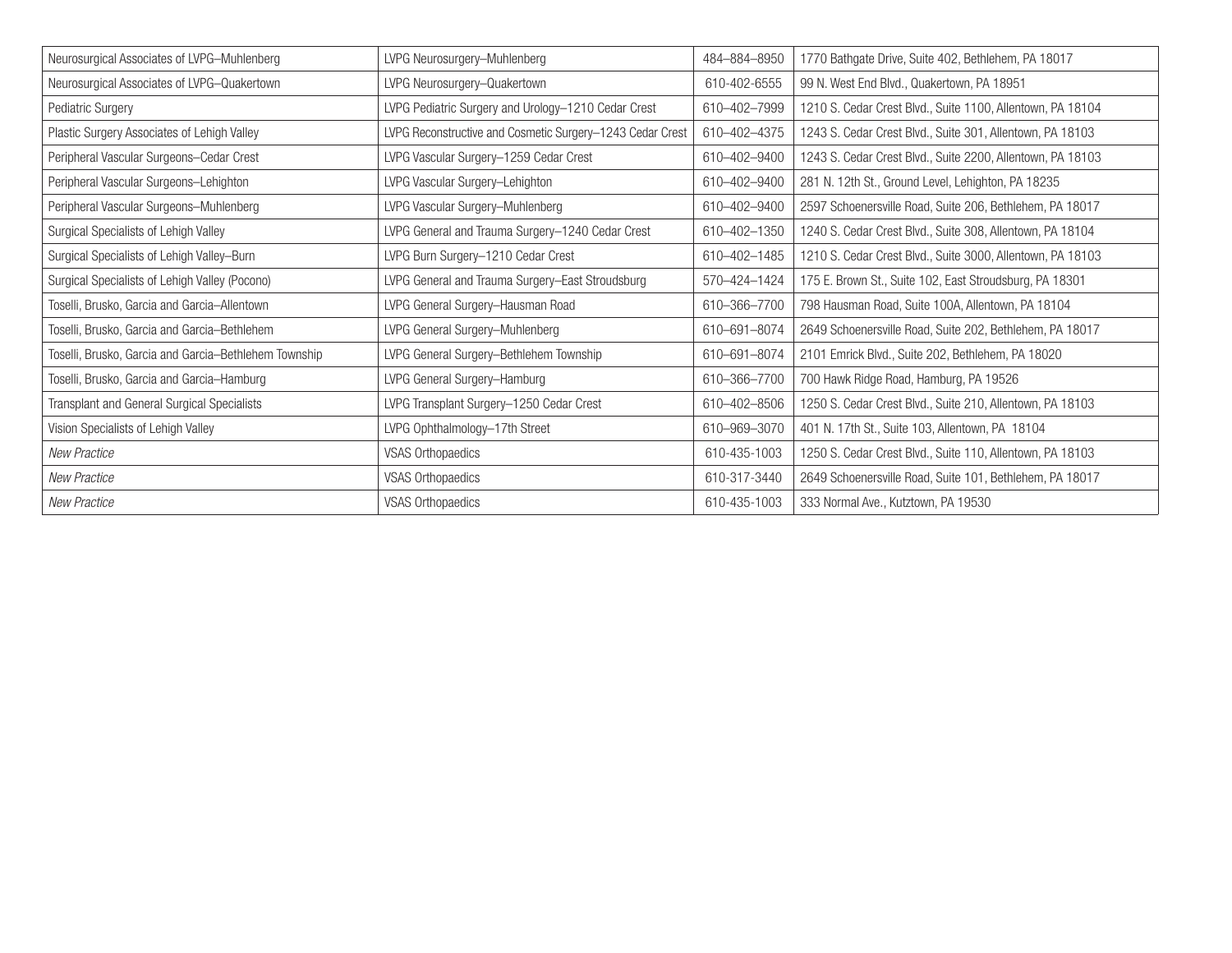| | | | |
|---|---|---|---|
| Neurosurgical Associates of LVPG–Muhlenberg | LVPG Neurosurgery–Muhlenberg | 484–884–8950 | 1770 Bathgate Drive, Suite 402, Bethlehem, PA 18017 |
| Neurosurgical Associates of LVPG–Quakertown | LVPG Neurosurgery–Quakertown | 610-402-6555 | 99 N. West End Blvd., Quakertown, PA 18951 |
| Pediatric Surgery | LVPG Pediatric Surgery and Urology–1210 Cedar Crest | 610–402–7999 | 1210 S. Cedar Crest Blvd., Suite 1100, Allentown, PA 18104 |
| Plastic Surgery Associates of Lehigh Valley | LVPG Reconstructive and Cosmetic Surgery–1243 Cedar Crest | 610–402–4375 | 1243 S. Cedar Crest Blvd., Suite 301, Allentown, PA 18103 |
| Peripheral Vascular Surgeons–Cedar Crest | LVPG Vascular Surgery–1259 Cedar Crest | 610–402–9400 | 1243 S. Cedar Crest Blvd., Suite 2200, Allentown, PA 18103 |
| Peripheral Vascular Surgeons–Lehighton | LVPG Vascular Surgery–Lehighton | 610–402–9400 | 281 N. 12th St., Ground Level, Lehighton, PA 18235 |
| Peripheral Vascular Surgeons–Muhlenberg | LVPG Vascular Surgery–Muhlenberg | 610–402–9400 | 2597 Schoenersville Road, Suite 206, Bethlehem, PA 18017 |
| Surgical Specialists of Lehigh Valley | LVPG General and Trauma Surgery–1240 Cedar Crest | 610–402–1350 | 1240 S. Cedar Crest Blvd., Suite 308, Allentown, PA 18104 |
| Surgical Specialists of Lehigh Valley–Burn | LVPG Burn Surgery–1210 Cedar Crest | 610–402–1485 | 1210 S. Cedar Crest Blvd., Suite 3000, Allentown, PA 18103 |
| Surgical Specialists of Lehigh Valley (Pocono) | LVPG General and Trauma Surgery–East Stroudsburg | 570–424–1424 | 175 E. Brown St., Suite 102, East Stroudsburg, PA 18301 |
| Toselli, Brusko, Garcia and Garcia–Allentown | LVPG General Surgery–Hausman Road | 610–366–7700 | 798 Hausman Road, Suite 100A, Allentown, PA 18104 |
| Toselli, Brusko, Garcia and Garcia–Bethlehem | LVPG General Surgery–Muhlenberg | 610–691–8074 | 2649 Schoenersville Road, Suite 202, Bethlehem, PA 18017 |
| Toselli, Brusko, Garcia and Garcia–Bethlehem Township | LVPG General Surgery–Bethlehem Township | 610–691–8074 | 2101 Emrick Blvd., Suite 202, Bethlehem, PA 18020 |
| Toselli, Brusko, Garcia and Garcia–Hamburg | LVPG General Surgery–Hamburg | 610–366–7700 | 700 Hawk Ridge Road, Hamburg, PA 19526 |
| Transplant and General Surgical Specialists | LVPG Transplant Surgery–1250 Cedar Crest | 610–402–8506 | 1250 S. Cedar Crest Blvd., Suite 210, Allentown, PA 18103 |
| Vision Specialists of Lehigh Valley | LVPG Ophthalmology–17th Street | 610–969–3070 | 401 N. 17th St., Suite 103, Allentown, PA 18104 |
| *New Practice* | VSAS Orthopaedics | 610-435-1003 | 1250 S. Cedar Crest Blvd., Suite 110, Allentown, PA 18103 |
| *New Practice* | VSAS Orthopaedics | 610-317-3440 | 2649 Schoenersville Road, Suite 101, Bethlehem, PA 18017 |
| *New Practice* | VSAS Orthopaedics | 610-435-1003 | 333 Normal Ave., Kutztown, PA 19530 |